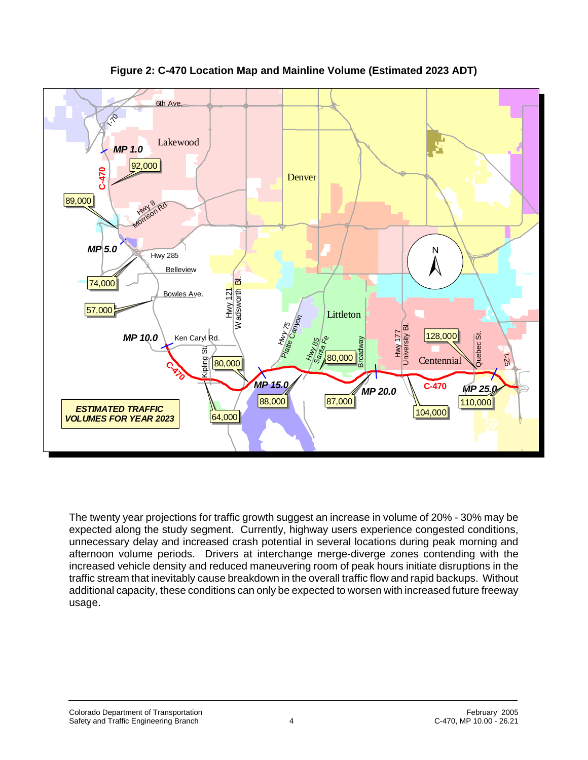**Figure 2: C-470 Location Map and Mainline Volume (Estimated 2023 ADT)**

The twenty year projections for traffic growth suggest an increase in volume of 20% - 30% may be expected along the study segment. Currently, highway users experience congested conditions, unnecessary delay and increased crash potential in several locations during peak morning and afternoon volume periods. Drivers at interchange merge-diverge zones contending with the increased vehicle density and reduced maneuvering room of peak hours initiate disruptions in the traffic stream that inevitably cause breakdown in the overall traffic flow and rapid backups. Without additional capacity, these conditions can only be expected to worsen with increased future freeway usage.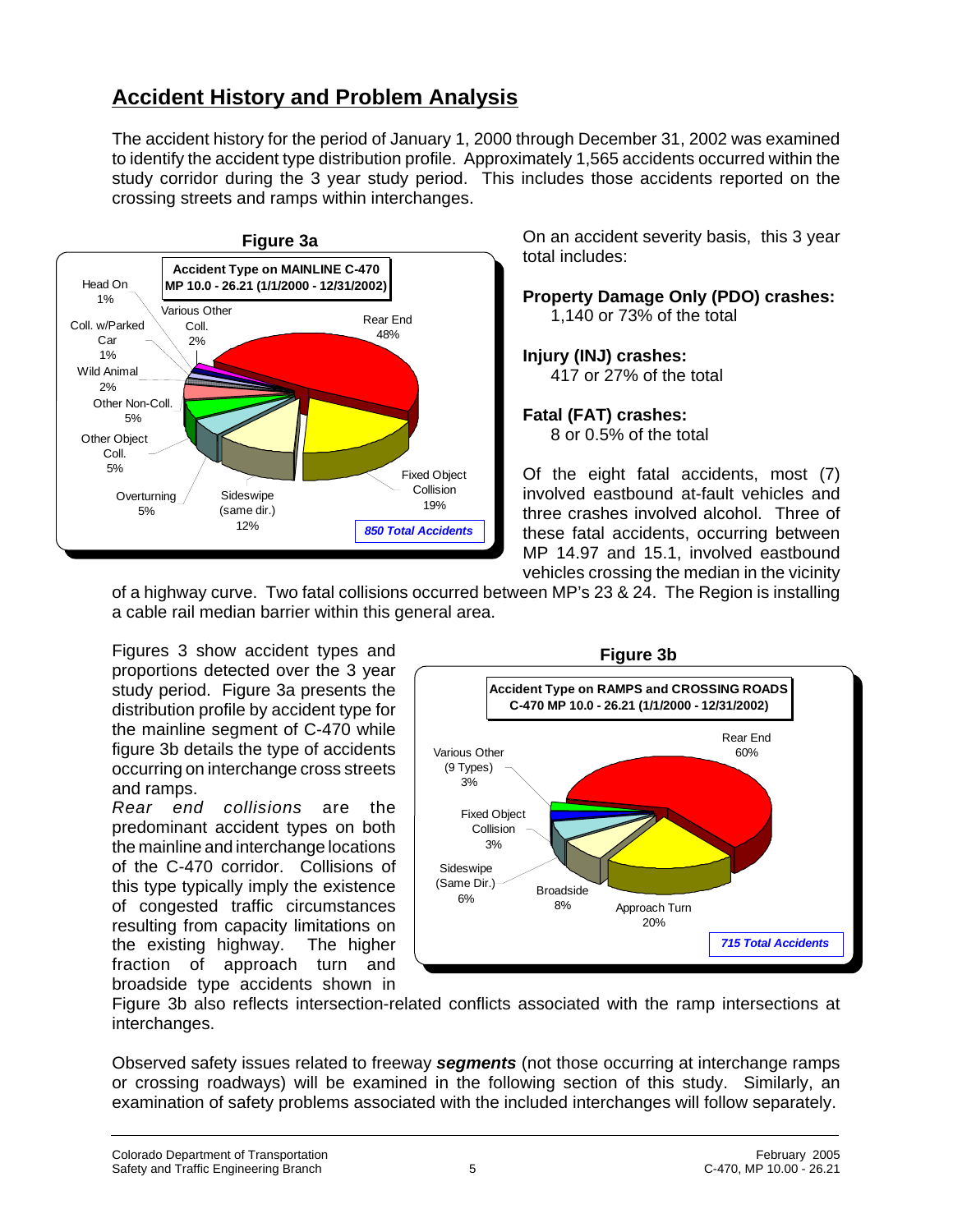## Accident History and Problem Analysis

The accident history for the period of January 1, 2000 through December 31, 2002 was examined to identify the accident type distribution profile. Approximately 1,565 accidents occurred within the study corridor during the 3 year study period. This includes those accidents reported on the crossing streets and ramps within interchanges.

**Figure 3a**

On an accident severity basis, this 3 year total includes:

**Property Damage Only (PDO) crashes:**
1,140 or 73% of the total

**Injury (INJ) crashes:**
417 or 27% of the total

**Fatal (FAT) crashes:**
8 or 0.5% of the total

Of the eight fatal accidents, most (7) involved eastbound at-fault vehicles and three crashes involved alcohol. Three of these fatal accidents, occurring between MP 14.97 and 15.1, involved eastbound vehicles crossing the median in the vicinity of a highway curve. Two fatal collisions occurred between MP's 23 & 24. The Region is installing a cable rail median barrier within this general area.

Figures 3 show accident types and proportions detected over the 3 year study period. Figure 3a presents the distribution profile by accident type for the mainline segment of C-470 while figure 3b details the type of accidents occurring on interchange cross streets and ramps.

*Rear end collisions* are the predominant accident types on both the mainline and interchange locations of the C-470 corridor. Collisions of this type typically imply the existence of congested traffic circumstances resulting from capacity limitations on the existing highway. The higher fraction of approach turn and broadside type accidents shown in Figure 3b also reflects intersection-related conflicts associated with the ramp intersections at interchanges.

**Figure 3b**

Observed safety issues related to freeway ***segments*** (not those occurring at interchange ramps or crossing roadways) will be examined in the following section of this study. Similarly, an examination of safety problems associated with the included interchanges will follow separately.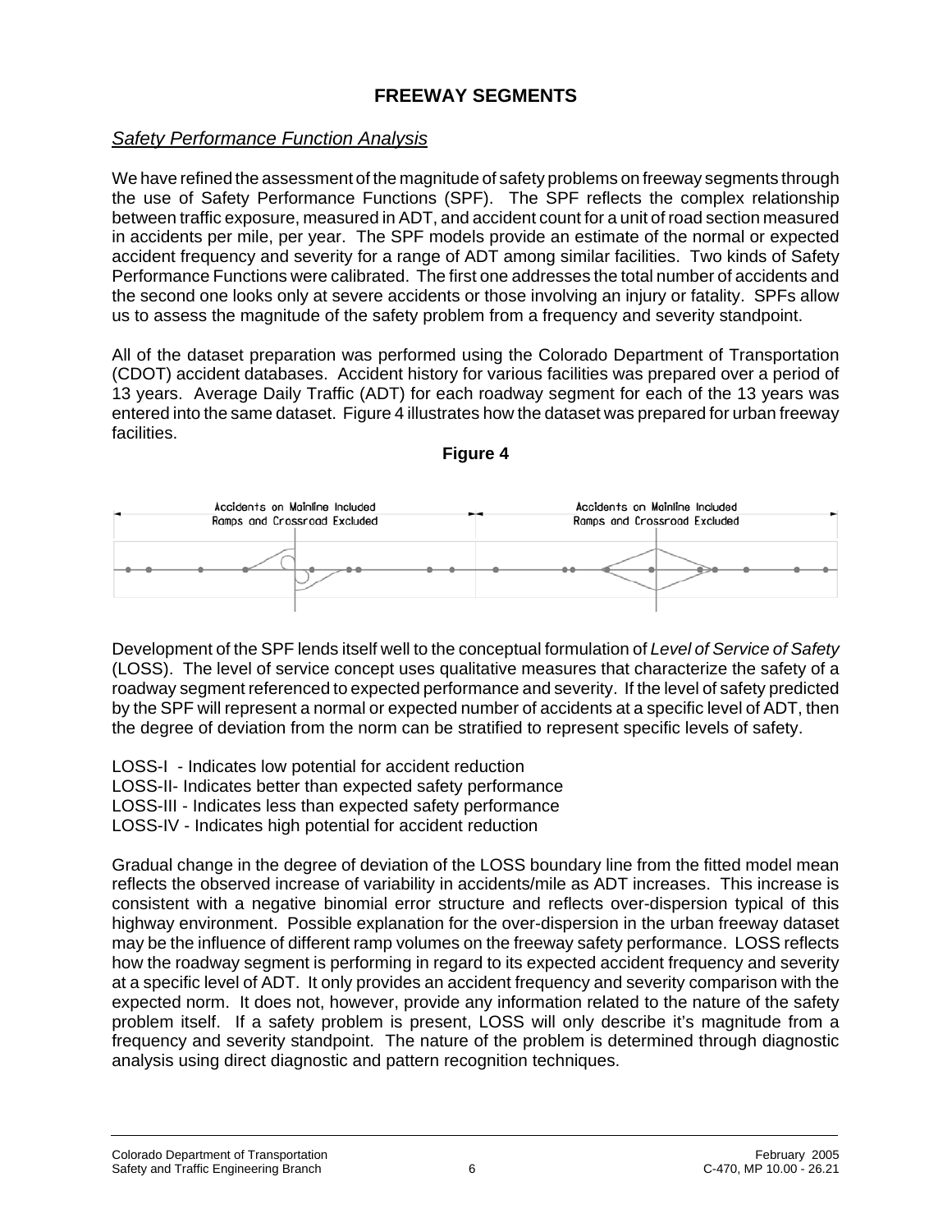## FREEWAY SEGMENTS

### *Safety Performance Function Analysis*

We have refined the assessment of the magnitude of safety problems on freeway segments through the use of Safety Performance Functions (SPF). The SPF reflects the complex relationship between traffic exposure, measured in ADT, and accident count for a unit of road section measured in accidents per mile, per year. The SPF models provide an estimate of the normal or expected accident frequency and severity for a range of ADT among similar facilities. Two kinds of Safety Performance Functions were calibrated. The first one addresses the total number of accidents and the second one looks only at severe accidents or those involving an injury or fatality. SPFs allow us to assess the magnitude of the safety problem from a frequency and severity standpoint.

All of the dataset preparation was performed using the Colorado Department of Transportation (CDOT) accident databases. Accident history for various facilities was prepared over a period of 13 years. Average Daily Traffic (ADT) for each roadway segment for each of the 13 years was entered into the same dataset. Figure 4 illustrates how the dataset was prepared for urban freeway facilities.

**Figure 4**

Accidents on Mainline Included
Ramps and Crossroad Excluded

Accidents on Mainline Included
Ramps and Crossroad Excluded

Development of the SPF lends itself well to the conceptual formulation of *Level of Service of Safety* (LOSS). The level of service concept uses qualitative measures that characterize the safety of a roadway segment referenced to expected performance and severity. If the level of safety predicted by the SPF will represent a normal or expected number of accidents at a specific level of ADT, then the degree of deviation from the norm can be stratified to represent specific levels of safety.

LOSS-I - Indicates low potential for accident reduction
LOSS-II- Indicates better than expected safety performance
LOSS-III - Indicates less than expected safety performance
LOSS-IV - Indicates high potential for accident reduction

Gradual change in the degree of deviation of the LOSS boundary line from the fitted model mean reflects the observed increase of variability in accidents/mile as ADT increases. This increase is consistent with a negative binomial error structure and reflects over-dispersion typical of this highway environment. Possible explanation for the over-dispersion in the urban freeway dataset may be the influence of different ramp volumes on the freeway safety performance. LOSS reflects how the roadway segment is performing in regard to its expected accident frequency and severity at a specific level of ADT. It only provides an accident frequency and severity comparison with the expected norm. It does not, however, provide any information related to the nature of the safety problem itself. If a safety problem is present, LOSS will only describe it's magnitude from a frequency and severity standpoint. The nature of the problem is determined through diagnostic analysis using direct diagnostic and pattern recognition techniques.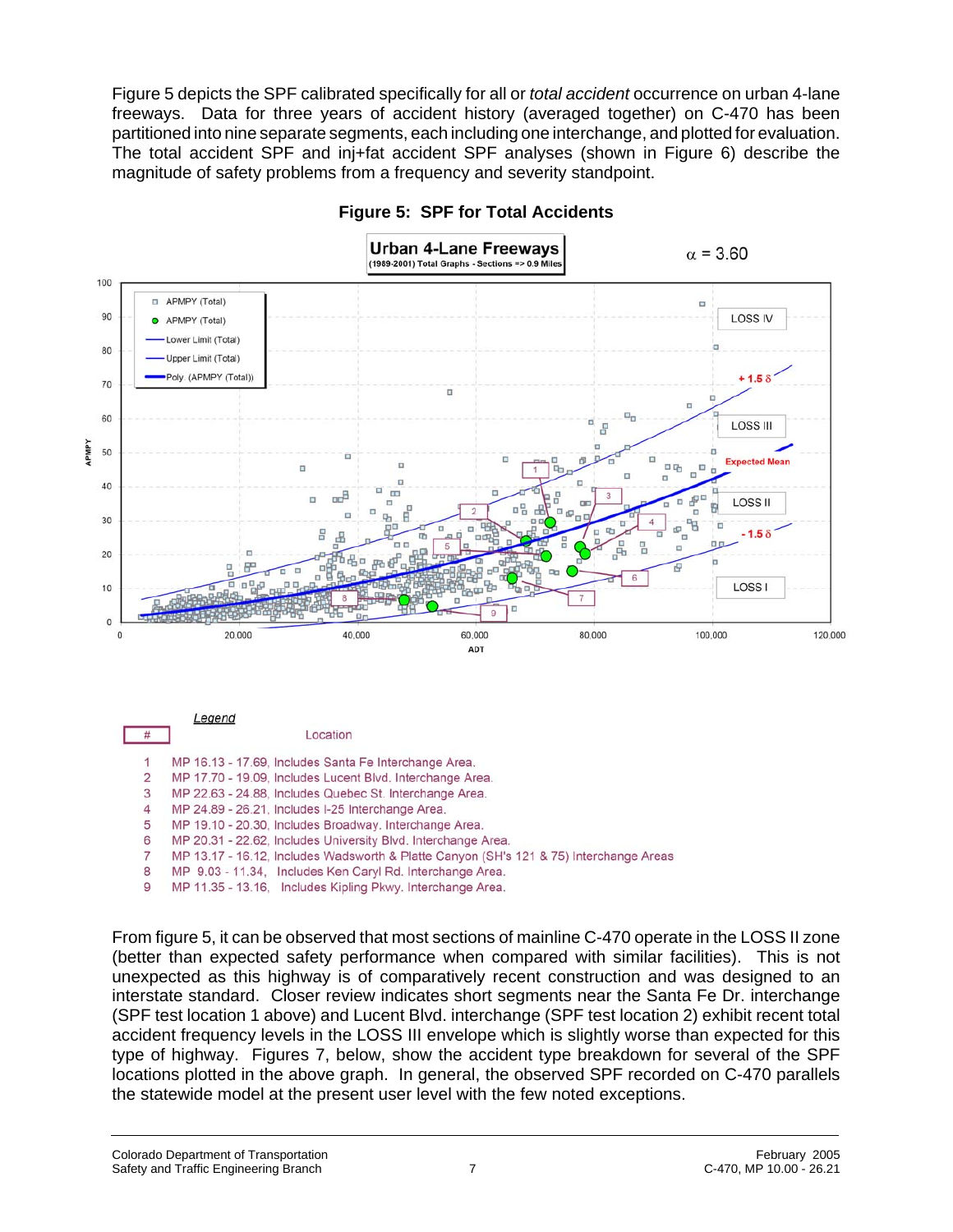Figure 5 depicts the SPF calibrated specifically for all or *total accident* occurrence on urban 4-lane freeways. Data for three years of accident history (averaged together) on C-470 has been partitioned into nine separate segments, each including one interchange, and plotted for evaluation. The total accident SPF and inj+fat accident SPF analyses (shown in Figure 6) describe the magnitude of safety problems from a frequency and severity standpoint.

**Figure 5: SPF for Total Accidents**

*Legend*

| # | Location |
|---|---|
| 1 | MP 16.13 - 17.69, Includes Santa Fe Interchange Area. |
| 2 | MP 17.70 - 19.09, Includes Lucent Blvd. Interchange Area. |
| 3 | MP 22.63 - 24.88, Includes Quebec St. Interchange Area. |
| 4 | MP 24.89 - 26.21, Includes I-25 Interchange Area. |
| 5 | MP 19.10 - 20.30, Includes Broadway. Interchange Area. |
| 6 | MP 20.31 - 22.62, Includes University Blvd. Interchange Area. |
| 7 | MP 13.17 - 16.12, Includes Wadsworth & Platte Canyon (SH's 121 & 75) Interchange Areas |
| 8 | MP 9.03 - 11.34, Includes Ken Caryl Rd. Interchange Area. |
| 9 | MP 11.35 - 13.16, Includes Kipling Pkwy. Interchange Area. |

From figure 5, it can be observed that most sections of mainline C-470 operate in the LOSS II zone (better than expected safety performance when compared with similar facilities). This is not unexpected as this highway is of comparatively recent construction and was designed to an interstate standard. Closer review indicates short segments near the Santa Fe Dr. interchange (SPF test location 1 above) and Lucent Blvd. interchange (SPF test location 2) exhibit recent total accident frequency levels in the LOSS III envelope which is slightly worse than expected for this type of highway. Figures 7, below, show the accident type breakdown for several of the SPF locations plotted in the above graph. In general, the observed SPF recorded on C-470 parallels the statewide model at the present user level with the few noted exceptions.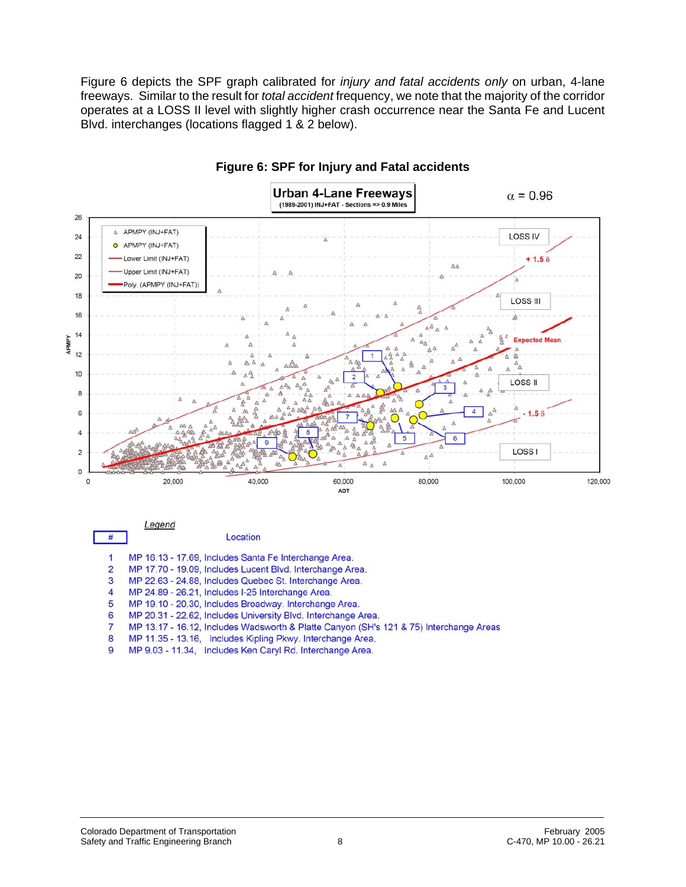Figure 6 depicts the SPF graph calibrated for *injury and fatal accidents only* on urban, 4-lane freeways. Similar to the result for *total accident* frequency, we note that the majority of the corridor operates at a LOSS II level with slightly higher crash occurrence near the Santa Fe and Lucent Blvd. interchanges (locations flagged 1 & 2 below).

**Figure 6: SPF for Injury and Fatal accidents**

**Urban 4-Lane Freeways**
(1989-2001) INJ+FAT - Sections => 0.9 Miles

$\alpha$ = 0.96

APMPY (INJ+FAT)
APMPY (INJ+FAT)
Lower Limit (INJ+FAT)
Upper Limit (INJ+FAT)
Poly. (APMPY (INJ+FAT))

LOSS IV
LOSS III
LOSS II
LOSS I
+ 1.5 $\delta$
Expected Mean
- 1.5 $\delta$

APMPY

ADT

0, 20,000, 40,000, 60,000, 80,000, 100,000, 120,000

0, 2, 4, 6, 8, 10, 12, 14, 16, 18, 20, 22, 24, 26

Legend

| # | Location |
|---|---|
| 1 | MP 16.13 - 17.69, Includes Santa Fe Interchange Area. |
| 2 | MP 17.70 - 19.09, Includes Lucent Blvd. Interchange Area. |
| 3 | MP 22.63 - 24.88, Includes Quebec St. Interchange Area. |
| 4 | MP 24.89 - 26.21, Includes I-25 Interchange Area. |
| 5 | MP 19.10 - 20.30, Includes Broadway. Interchange Area. |
| 6 | MP 20.31 - 22.62, Includes University Blvd. Interchange Area. |
| 7 | MP 13.17 - 16.12, Includes Wadsworth & Platte Canyon (SH's 121 & 75) Interchange Areas |
| 8 | MP 11.35 - 13.16, Includes Kipling Pkwy. Interchange Area. |
| 9 | MP 9.03 - 11.34, Includes Ken Caryl Rd. Interchange Area. |